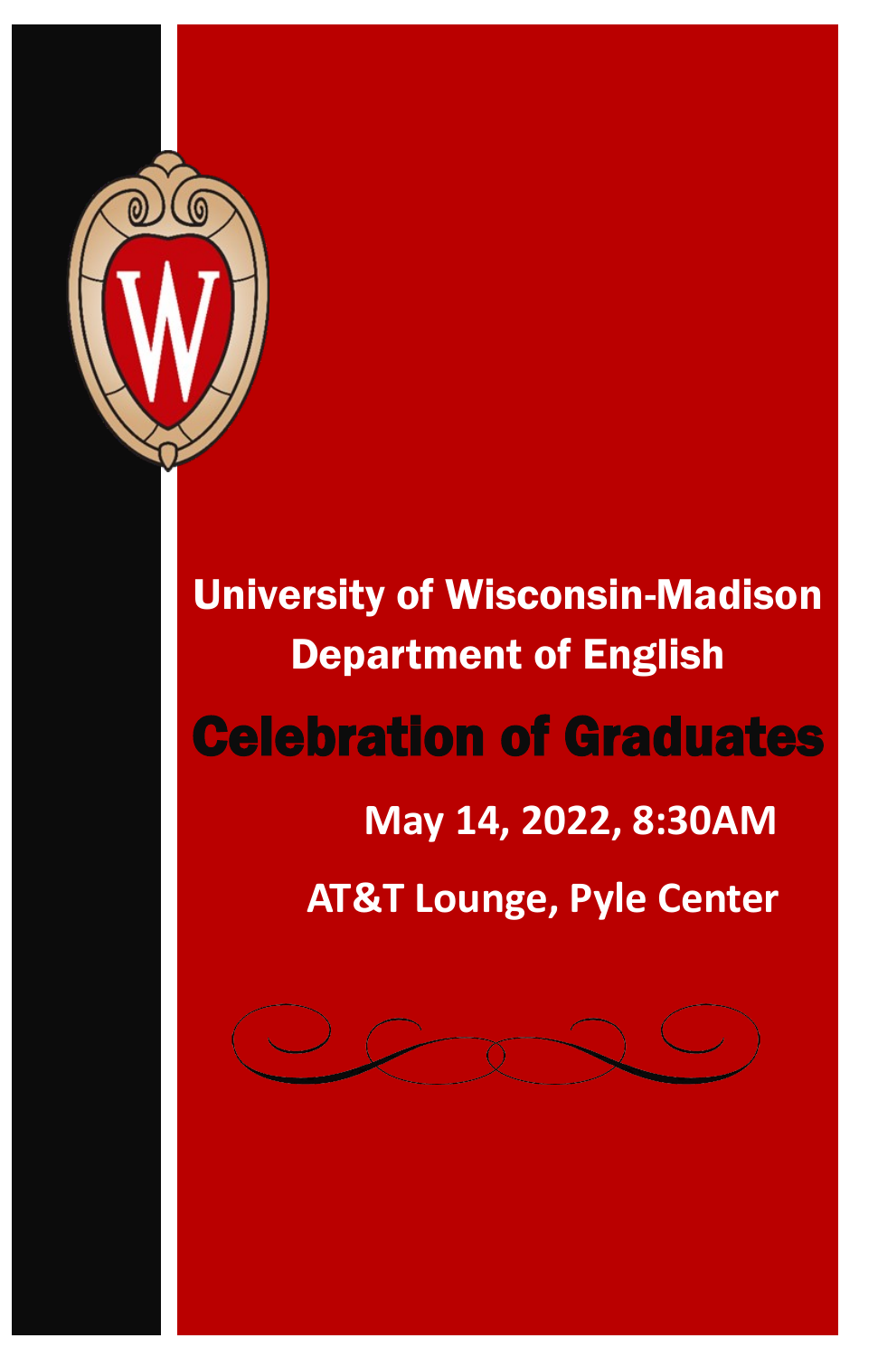# University of Wisconsin-Madison

## Department of English

# Celebration of Graduates

**May 14, 2022, 8:30AM**

**AT&T Lounge, Pyle Center**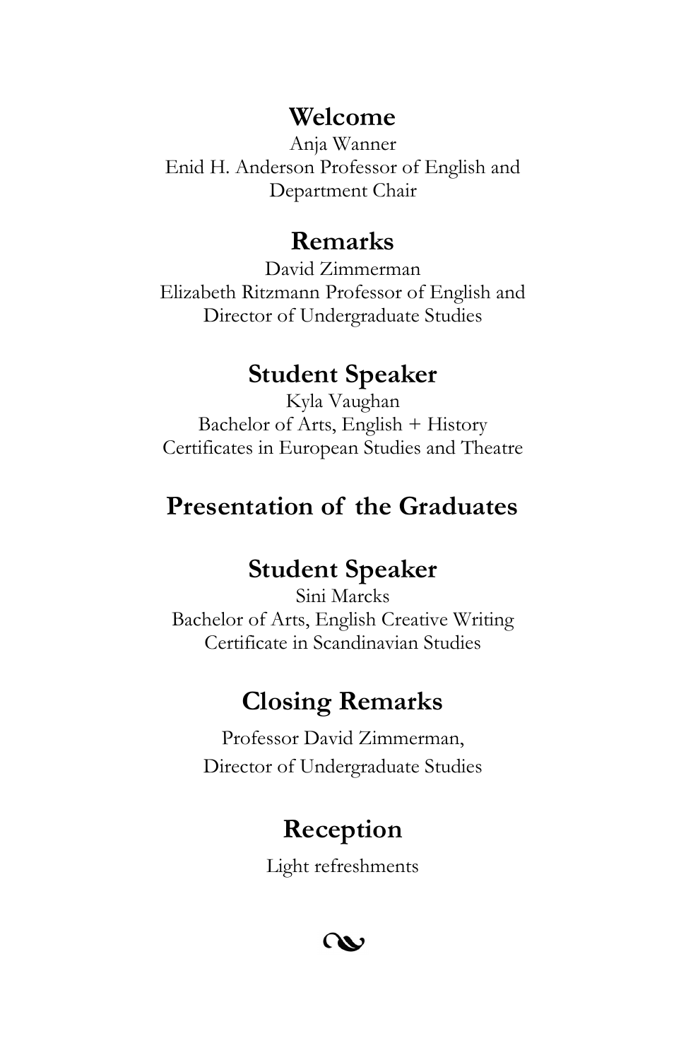## Welcome

Anja Wanner
Enid H. Anderson Professor of English and
Department Chair

## Remarks

David Zimmerman
Elizabeth Ritzmann Professor of English and
Director of Undergraduate Studies

## Student Speaker

Kyla Vaughan
Bachelor of Arts, English + History
Certificates in European Studies and Theatre

## Presentation of the Graduates

## Student Speaker

Sini Marcks
Bachelor of Arts, English Creative Writing
Certificate in Scandinavian Studies

## Closing Remarks

Professor David Zimmerman,
Director of Undergraduate Studies

## Reception

Light refreshments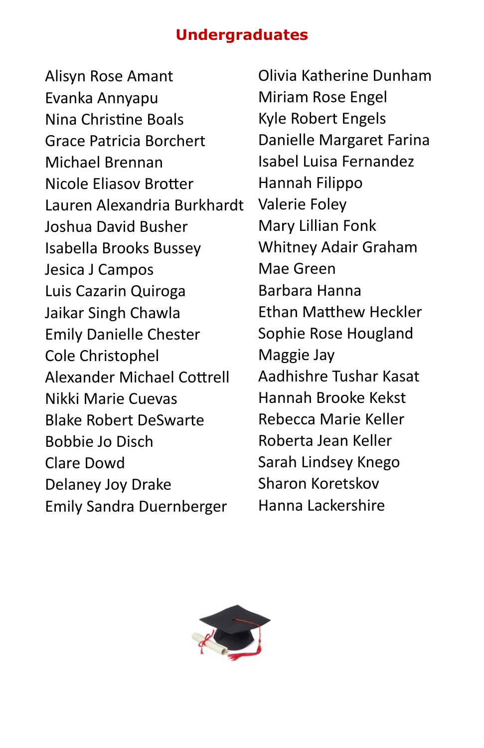## Undergraduates

Alisyn Rose Amant
Evanka Annyapu
Nina Christine Boals
Grace Patricia Borchert
Michael Brennan
Nicole Eliasov Brotter
Lauren Alexandria Burkhardt
Joshua David Busher
Isabella Brooks Bussey
Jesica J Campos
Luis Cazarin Quiroga
Jaikar Singh Chawla
Emily Danielle Chester
Cole Christophel
Alexander Michael Cottrell
Nikki Marie Cuevas
Blake Robert DeSwarte
Bobbie Jo Disch
Clare Dowd
Delaney Joy Drake
Emily Sandra Duernberger
Olivia Katherine Dunham
Miriam Rose Engel
Kyle Robert Engels
Danielle Margaret Farina
Isabel Luisa Fernandez
Hannah Filippo
Valerie Foley
Mary Lillian Fonk
Whitney Adair Graham
Mae Green
Barbara Hanna
Ethan Matthew Heckler
Sophie Rose Hougland
Maggie Jay
Aadhishre Tushar Kasat
Hannah Brooke Kekst
Rebecca Marie Keller
Roberta Jean Keller
Sarah Lindsey Knego
Sharon Koretskov
Hanna Lackershire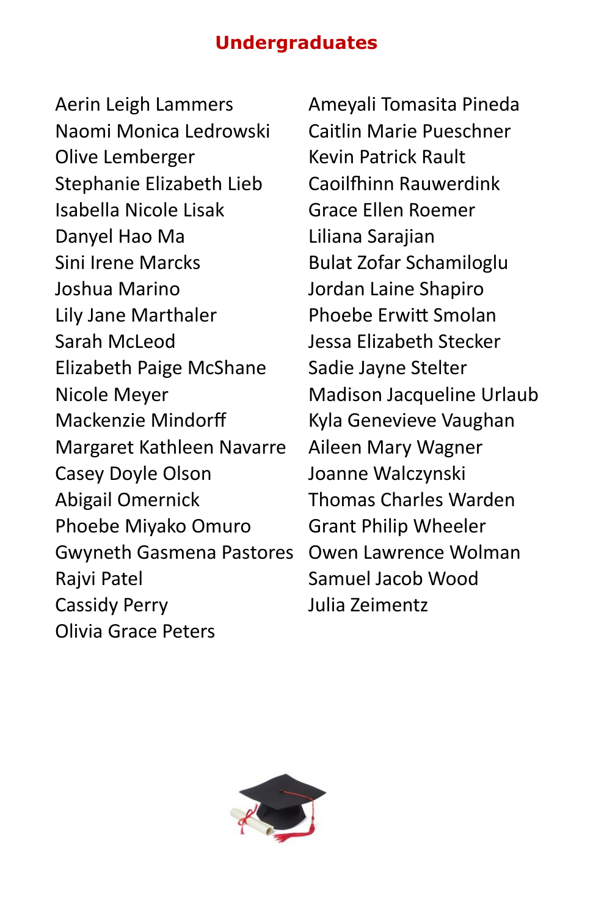## Undergraduates

Aerin Leigh Lammers
Naomi Monica Ledrowski
Olive Lemberger
Stephanie Elizabeth Lieb
Isabella Nicole Lisak
Danyel Hao Ma
Sini Irene Marcks
Joshua Marino
Lily Jane Marthaler
Sarah McLeod
Elizabeth Paige McShane
Nicole Meyer
Mackenzie Mindorff
Margaret Kathleen Navarre
Casey Doyle Olson
Abigail Omernick
Phoebe Miyako Omuro
Gwyneth Gasmena Pastores
Rajvi Patel
Cassidy Perry
Olivia Grace Peters
Ameyali Tomasita Pineda
Caitlin Marie Pueschner
Kevin Patrick Rault
Caoilfhinn Rauwerdink
Grace Ellen Roemer
Liliana Sarajian
Bulat Zofar Schamiloglu
Jordan Laine Shapiro
Phoebe Erwitt Smolan
Jessa Elizabeth Stecker
Sadie Jayne Stelter
Madison Jacqueline Urlaub
Kyla Genevieve Vaughan
Aileen Mary Wagner
Joanne Walczynski
Thomas Charles Warden
Grant Philip Wheeler
Owen Lawrence Wolman
Samuel Jacob Wood
Julia Zeimentz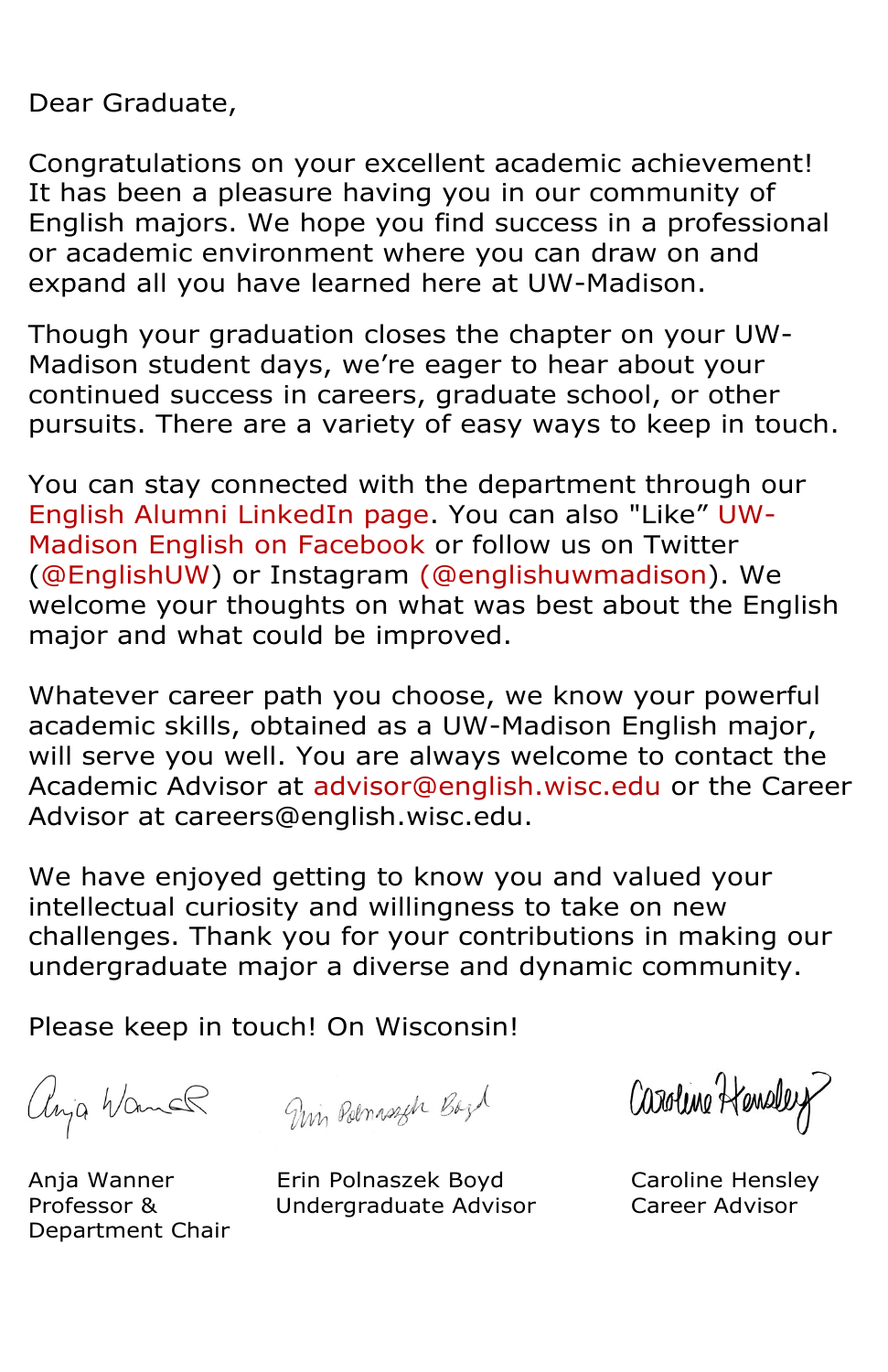Dear Graduate,

Congratulations on your excellent academic achievement! It has been a pleasure having you in our community of English majors. We hope you find success in a professional or academic environment where you can draw on and expand all you have learned here at UW-Madison.

Though your graduation closes the chapter on your UW-Madison student days, we're eager to hear about your continued success in careers, graduate school, or other pursuits. There are a variety of easy ways to keep in touch.

You can stay connected with the department through our English Alumni LinkedIn page. You can also "Like" UW-Madison English on Facebook or follow us on Twitter (@EnglishUW) or Instagram (@englishuwmadison). We welcome your thoughts on what was best about the English major and what could be improved.

Whatever career path you choose, we know your powerful academic skills, obtained as a UW-Madison English major, will serve you well. You are always welcome to contact the Academic Advisor at advisor@english.wisc.edu or the Career Advisor at careers@english.wisc.edu.

We have enjoyed getting to know you and valued your intellectual curiosity and willingness to take on new challenges. Thank you for your contributions in making our undergraduate major a diverse and dynamic community.

Please keep in touch! On Wisconsin!

Anja Wanner
Professor &
Department Chair

Erin Polnaszek Boyd
Undergraduate Advisor

Caroline Hensley
Career Advisor